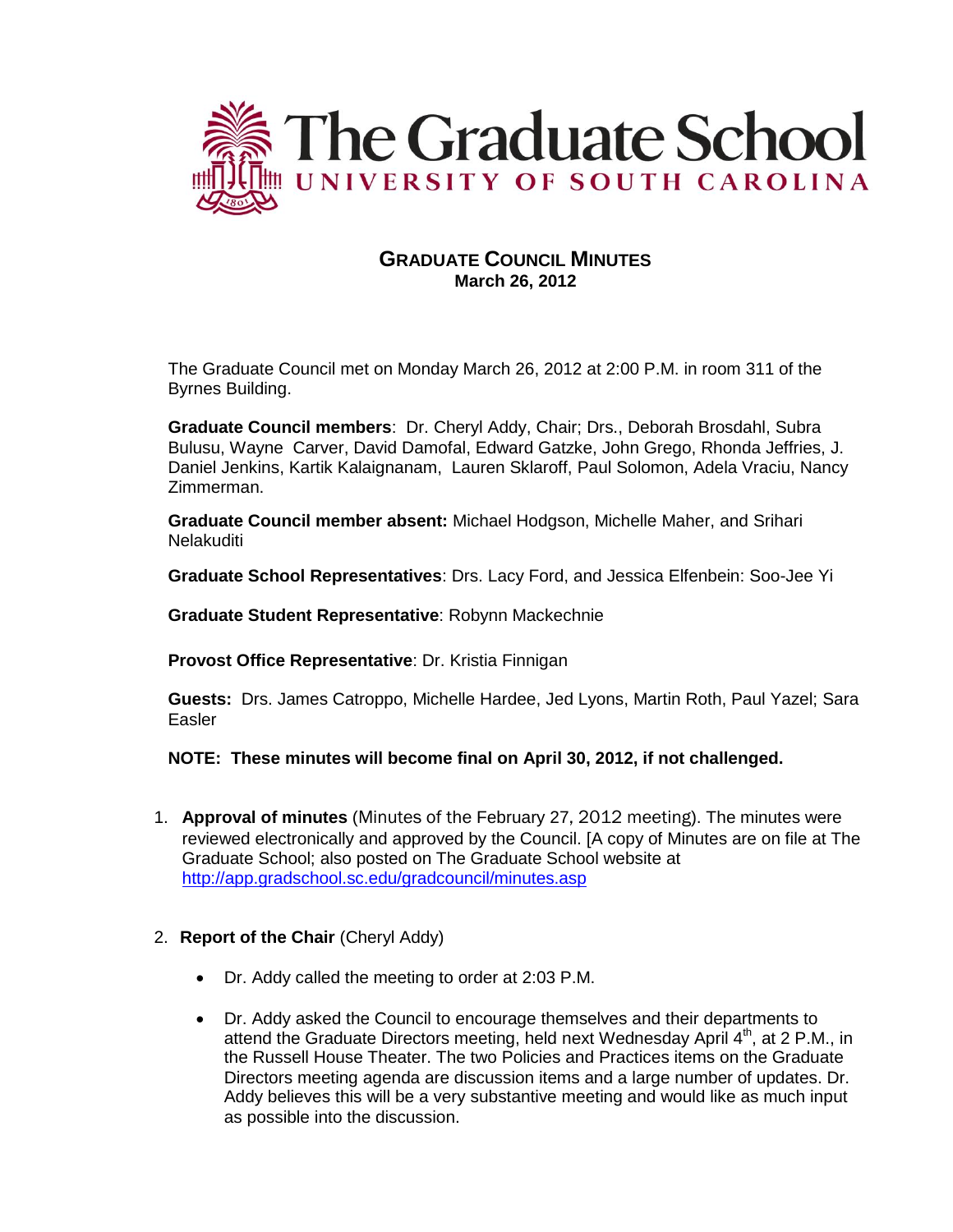# The Graduate School
## UNIVERSITY OF SOUTH CAROLINA

## GRADUATE COUNCIL MINUTES
**March 26, 2012**

The Graduate Council met on Monday March 26, 2012 at 2:00 P.M. in room 311 of the Byrnes Building.

**Graduate Council members**: Dr. Cheryl Addy, Chair; Drs., Deborah Brosdahl, Subra Bulusu, Wayne Carver, David Damofal, Edward Gatzke, John Grego, Rhonda Jeffries, J. Daniel Jenkins, Kartik Kalaignanam, Lauren Sklaroff, Paul Solomon, Adela Vraciu, Nancy Zimmerman.

**Graduate Council member absent:** Michael Hodgson, Michelle Maher, and Srihari Nelakuditi

**Graduate School Representatives**: Drs. Lacy Ford, and Jessica Elfenbein: Soo-Jee Yi

**Graduate Student Representative**: Robynn Mackechnie

**Provost Office Representative**: Dr. Kristia Finnigan

**Guests:** Drs. James Catroppo, Michelle Hardee, Jed Lyons, Martin Roth, Paul Yazel; Sara Easler

**NOTE: These minutes will become final on April 30, 2012, if not challenged.**

1. **Approval of minutes** (Minutes of the February 27, 2012 meeting). The minutes were reviewed electronically and approved by the Council. [A copy of Minutes are on file at The Graduate School; also posted on The Graduate School website at http://app.gradschool.sc.edu/gradcouncil/minutes.asp

2. **Report of the Chair** (Cheryl Addy)

   - Dr. Addy called the meeting to order at 2:03 P.M.

   - Dr. Addy asked the Council to encourage themselves and their departments to attend the Graduate Directors meeting, held next Wednesday April 4th, at 2 P.M., in the Russell House Theater. The two Policies and Practices items on the Graduate Directors meeting agenda are discussion items and a large number of updates. Dr. Addy believes this will be a very substantive meeting and would like as much input as possible into the discussion.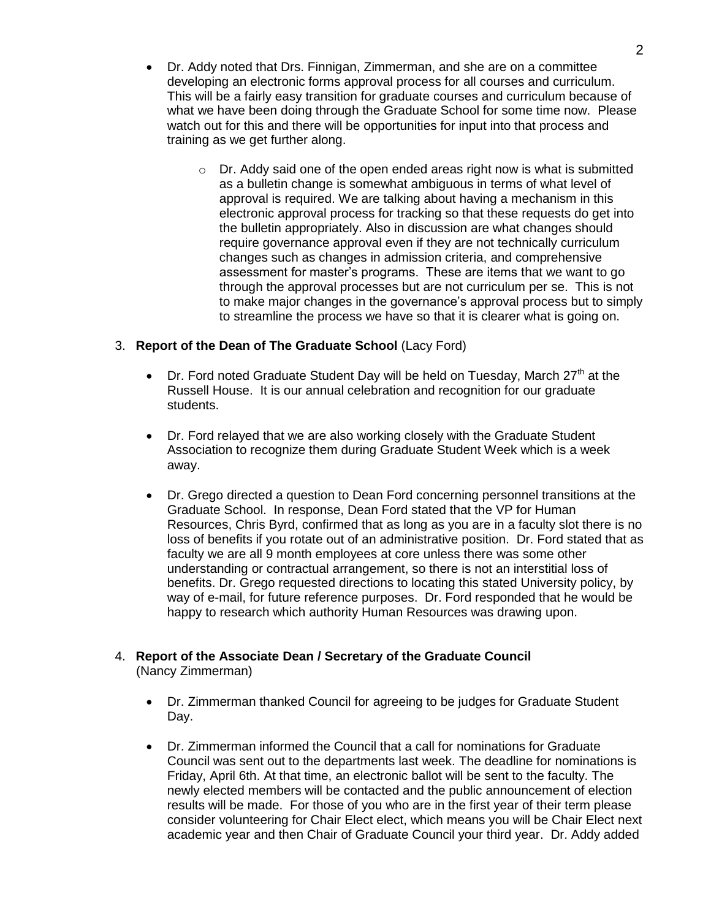- Dr. Addy noted that Drs. Finnigan, Zimmerman, and she are on a committee developing an electronic forms approval process for all courses and curriculum. This will be a fairly easy transition for graduate courses and curriculum because of what we have been doing through the Graduate School for some time now. Please watch out for this and there will be opportunities for input into that process and training as we get further along.

  - Dr. Addy said one of the open ended areas right now is what is submitted as a bulletin change is somewhat ambiguous in terms of what level of approval is required. We are talking about having a mechanism in this electronic approval process for tracking so that these requests do get into the bulletin appropriately. Also in discussion are what changes should require governance approval even if they are not technically curriculum changes such as changes in admission criteria, and comprehensive assessment for master's programs. These are items that we want to go through the approval processes but are not curriculum per se. This is not to make major changes in the governance's approval process but to simply to streamline the process we have so that it is clearer what is going on.

3. **Report of the Dean of The Graduate School** (Lacy Ford)

   - Dr. Ford noted Graduate Student Day will be held on Tuesday, March 27th at the Russell House. It is our annual celebration and recognition for our graduate students.

   - Dr. Ford relayed that we are also working closely with the Graduate Student Association to recognize them during Graduate Student Week which is a week away.

   - Dr. Grego directed a question to Dean Ford concerning personnel transitions at the Graduate School. In response, Dean Ford stated that the VP for Human Resources, Chris Byrd, confirmed that as long as you are in a faculty slot there is no loss of benefits if you rotate out of an administrative position. Dr. Ford stated that as faculty we are all 9 month employees at core unless there was some other understanding or contractual arrangement, so there is not an interstitial loss of benefits. Dr. Grego requested directions to locating this stated University policy, by way of e-mail, for future reference purposes. Dr. Ford responded that he would be happy to research which authority Human Resources was drawing upon.

4. **Report of the Associate Dean / Secretary of the Graduate Council** (Nancy Zimmerman)

   - Dr. Zimmerman thanked Council for agreeing to be judges for Graduate Student Day.

   - Dr. Zimmerman informed the Council that a call for nominations for Graduate Council was sent out to the departments last week. The deadline for nominations is Friday, April 6th. At that time, an electronic ballot will be sent to the faculty. The newly elected members will be contacted and the public announcement of election results will be made. For those of you who are in the first year of their term please consider volunteering for Chair Elect elect, which means you will be Chair Elect next academic year and then Chair of Graduate Council your third year. Dr. Addy added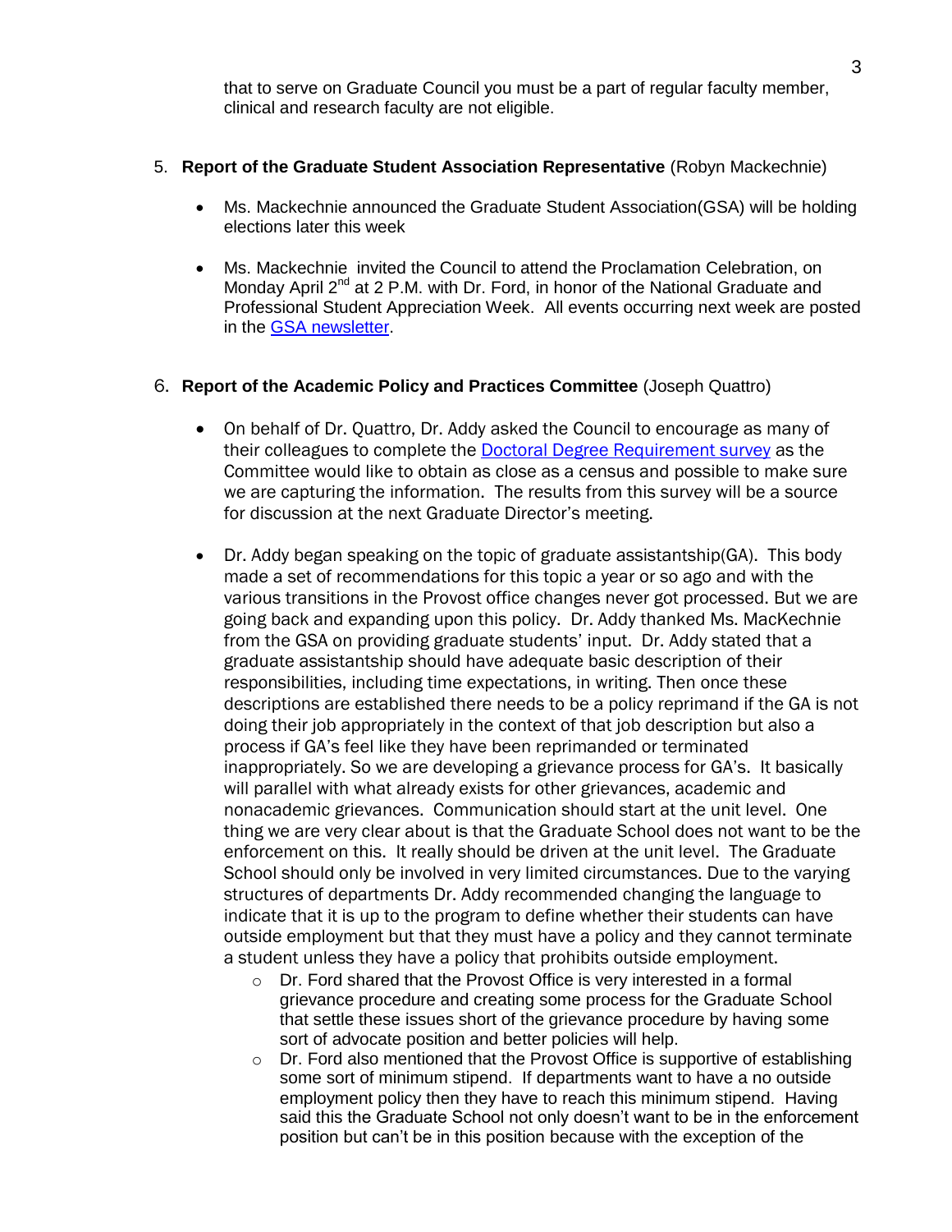that to serve on Graduate Council you must be a part of regular faculty member, clinical and research faculty are not eligible.

5. **Report of the Graduate Student Association Representative** (Robyn Mackechnie)

   - Ms. Mackechnie announced the Graduate Student Association(GSA) will be holding elections later this week

   - Ms. Mackechnie invited the Council to attend the Proclamation Celebration, on Monday April 2nd at 2 P.M. with Dr. Ford, in honor of the National Graduate and Professional Student Appreciation Week. All events occurring next week are posted in the GSA newsletter.

6. **Report of the Academic Policy and Practices Committee** (Joseph Quattro)

   - On behalf of Dr. Quattro, Dr. Addy asked the Council to encourage as many of their colleagues to complete the Doctoral Degree Requirement survey as the Committee would like to obtain as close as a census and possible to make sure we are capturing the information. The results from this survey will be a source for discussion at the next Graduate Director's meeting.

   - Dr. Addy began speaking on the topic of graduate assistantship(GA). This body made a set of recommendations for this topic a year or so ago and with the various transitions in the Provost office changes never got processed. But we are going back and expanding upon this policy. Dr. Addy thanked Ms. MacKechnie from the GSA on providing graduate students' input. Dr. Addy stated that a graduate assistantship should have adequate basic description of their responsibilities, including time expectations, in writing. Then once these descriptions are established there needs to be a policy reprimand if the GA is not doing their job appropriately in the context of that job description but also a process if GA's feel like they have been reprimanded or terminated inappropriately. So we are developing a grievance process for GA's. It basically will parallel with what already exists for other grievances, academic and nonacademic grievances. Communication should start at the unit level. One thing we are very clear about is that the Graduate School does not want to be the enforcement on this. It really should be driven at the unit level. The Graduate School should only be involved in very limited circumstances. Due to the varying structures of departments Dr. Addy recommended changing the language to indicate that it is up to the program to define whether their students can have outside employment but that they must have a policy and they cannot terminate a student unless they have a policy that prohibits outside employment.
     - Dr. Ford shared that the Provost Office is very interested in a formal grievance procedure and creating some process for the Graduate School that settle these issues short of the grievance procedure by having some sort of advocate position and better policies will help.
     - Dr. Ford also mentioned that the Provost Office is supportive of establishing some sort of minimum stipend. If departments want to have a no outside employment policy then they have to reach this minimum stipend. Having said this the Graduate School not only doesn't want to be in the enforcement position but can't be in this position because with the exception of the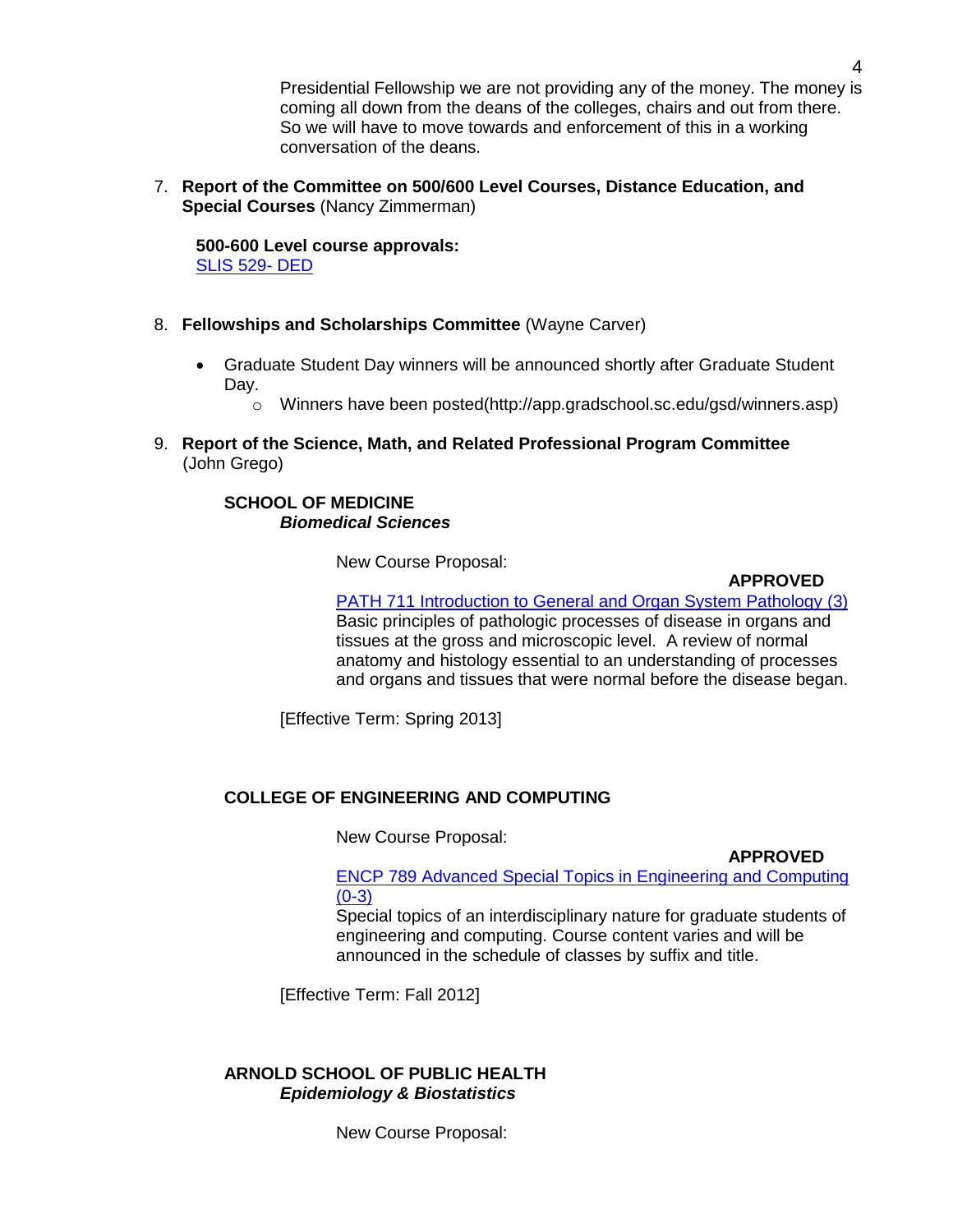Presidential Fellowship we are not providing any of the money. The money is coming all down from the deans of the colleges, chairs and out from there. So we will have to move towards and enforcement of this in a working conversation of the deans.

7. **Report of the Committee on 500/600 Level Courses, Distance Education, and Special Courses** (Nancy Zimmerman)

   **500-600 Level course approvals:**
   SLIS 529- DED

8. **Fellowships and Scholarships Committee** (Wayne Carver)

   - Graduate Student Day winners will be announced shortly after Graduate Student Day.
     - Winners have been posted(http://app.gradschool.sc.edu/gsd/winners.asp)

9. **Report of the Science, Math, and Related Professional Program Committee** (John Grego)

**SCHOOL OF MEDICINE**
***Biomedical Sciences***

New Course Proposal:

**APPROVED**

PATH 711 Introduction to General and Organ System Pathology (3)
Basic principles of pathologic processes of disease in organs and tissues at the gross and microscopic level. A review of normal anatomy and histology essential to an understanding of processes and organs and tissues that were normal before the disease began.

[Effective Term: Spring 2013]

**COLLEGE OF ENGINEERING AND COMPUTING**

New Course Proposal:

**APPROVED**

ENCP 789 Advanced Special Topics in Engineering and Computing (0-3)
Special topics of an interdisciplinary nature for graduate students of engineering and computing. Course content varies and will be announced in the schedule of classes by suffix and title.

[Effective Term: Fall 2012]

**ARNOLD SCHOOL OF PUBLIC HEALTH**
***Epidemiology & Biostatistics***

New Course Proposal: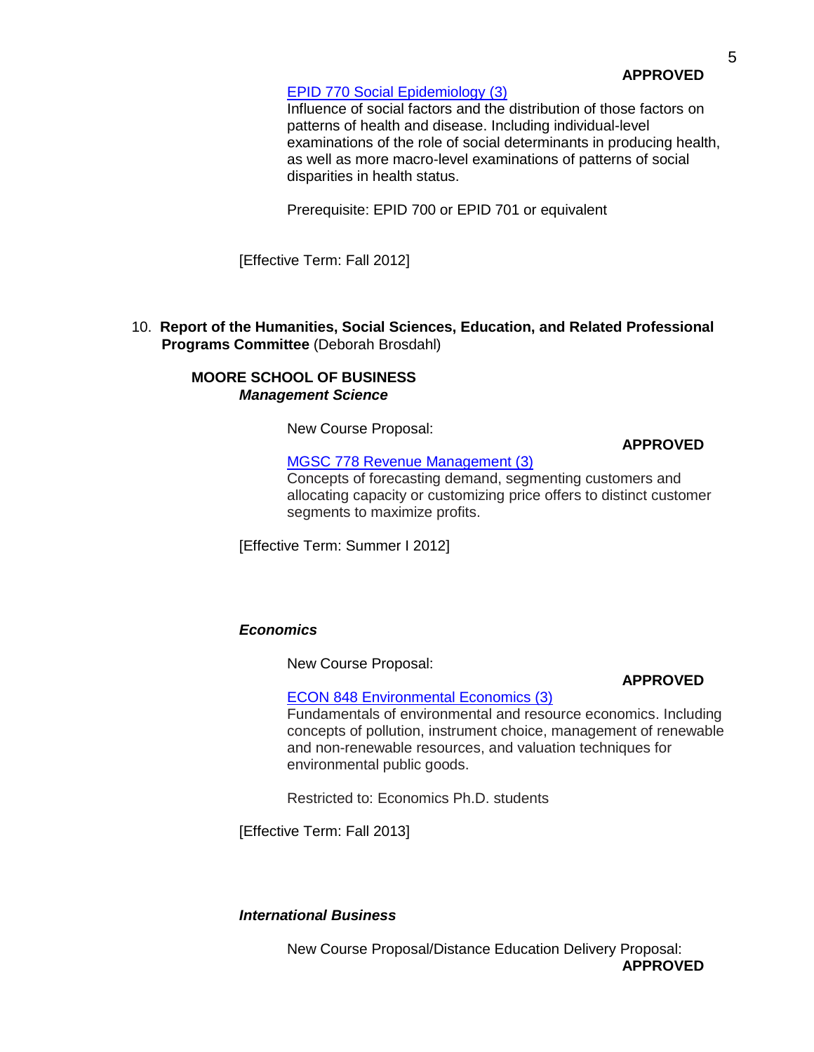**APPROVED**

EPID 770 Social Epidemiology (3)
Influence of social factors and the distribution of those factors on patterns of health and disease. Including individual-level examinations of the role of social determinants in producing health, as well as more macro-level examinations of patterns of social disparities in health status.

Prerequisite: EPID 700 or EPID 701 or equivalent

[Effective Term: Fall 2012]

10. **Report of the Humanities, Social Sciences, Education, and Related Professional Programs Committee** (Deborah Brosdahl)

**MOORE SCHOOL OF BUSINESS**

***Management Science***

New Course Proposal:

**APPROVED**

MGSC 778 Revenue Management (3)
Concepts of forecasting demand, segmenting customers and allocating capacity or customizing price offers to distinct customer segments to maximize profits.

[Effective Term: Summer I 2012]

***Economics***

New Course Proposal:

**APPROVED**

ECON 848 Environmental Economics (3)
Fundamentals of environmental and resource economics. Including concepts of pollution, instrument choice, management of renewable and non-renewable resources, and valuation techniques for environmental public goods.

Restricted to: Economics Ph.D. students

[Effective Term: Fall 2013]

***International Business***

New Course Proposal/Distance Education Delivery Proposal:

**APPROVED**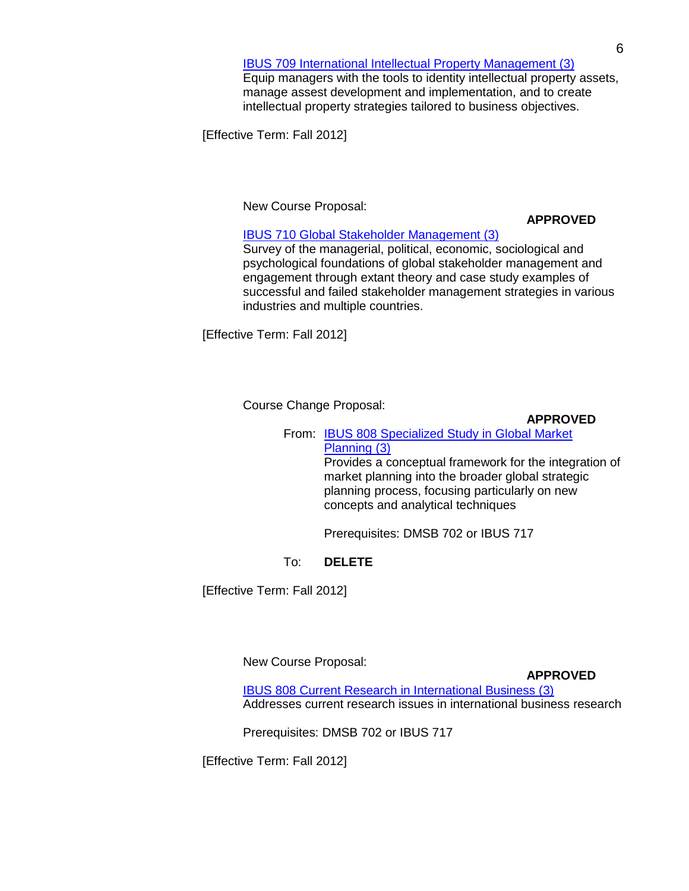IBUS 709 International Intellectual Property Management (3)
Equip managers with the tools to identity intellectual property assets, manage assest development and implementation, and to create intellectual property strategies tailored to business objectives.

[Effective Term: Fall 2012]

New Course Proposal:

**APPROVED**

IBUS 710 Global Stakeholder Management (3)
Survey of the managerial, political, economic, sociological and psychological foundations of global stakeholder management and engagement through extant theory and case study examples of successful and failed stakeholder management strategies in various industries and multiple countries.

[Effective Term: Fall 2012]

Course Change Proposal:

**APPROVED**

From: IBUS 808 Specialized Study in Global Market Planning (3)
Provides a conceptual framework for the integration of market planning into the broader global strategic planning process, focusing particularly on new concepts and analytical techniques

Prerequisites: DMSB 702 or IBUS 717

To: **DELETE**

[Effective Term: Fall 2012]

New Course Proposal:

**APPROVED**

IBUS 808 Current Research in International Business (3)
Addresses current research issues in international business research

Prerequisites: DMSB 702 or IBUS 717

[Effective Term: Fall 2012]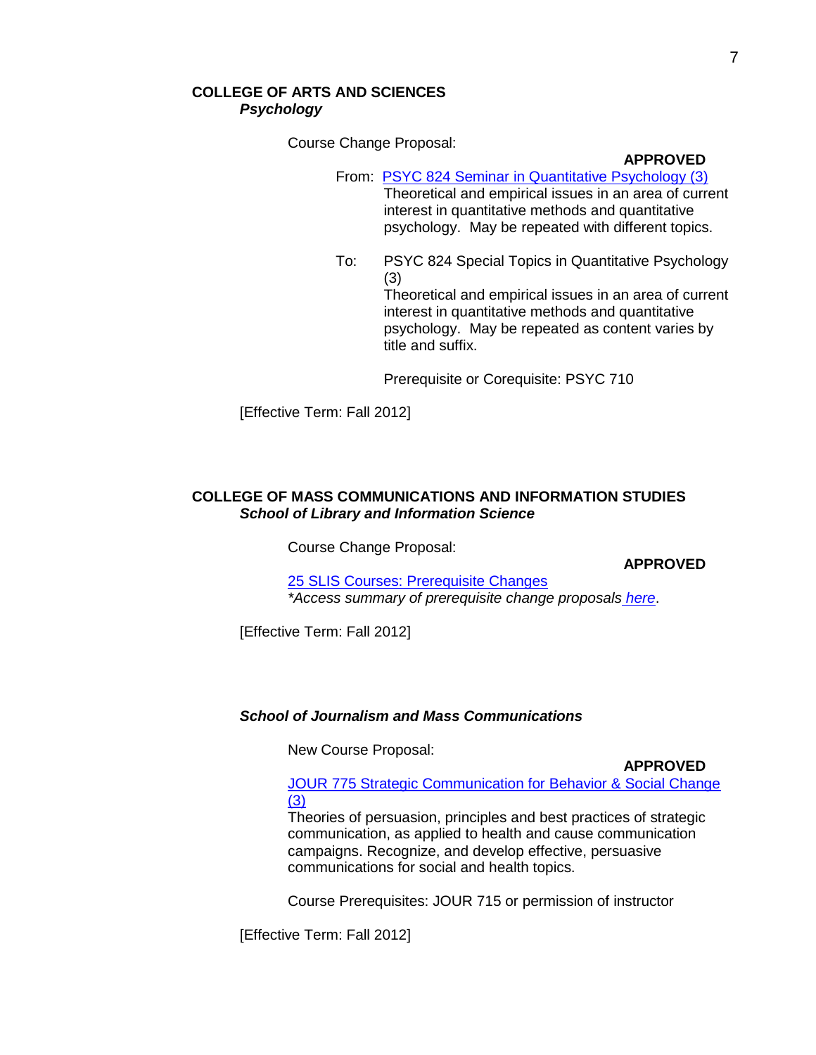**COLLEGE OF ARTS AND SCIENCES**
***Psychology***

Course Change Proposal:

**APPROVED**

From: PSYC 824 Seminar in Quantitative Psychology (3)
Theoretical and empirical issues in an area of current interest in quantitative methods and quantitative psychology. May be repeated with different topics.

To: PSYC 824 Special Topics in Quantitative Psychology (3)
Theoretical and empirical issues in an area of current interest in quantitative methods and quantitative psychology. May be repeated as content varies by title and suffix.

Prerequisite or Corequisite: PSYC 710

[Effective Term: Fall 2012]

**COLLEGE OF MASS COMMUNICATIONS AND INFORMATION STUDIES**
***School of Library and Information Science***

Course Change Proposal:

**APPROVED**

25 SLIS Courses: Prerequisite Changes
*\*Access summary of prerequisite change proposals here.*

[Effective Term: Fall 2012]

***School of Journalism and Mass Communications***

New Course Proposal:

**APPROVED**

JOUR 775 Strategic Communication for Behavior & Social Change (3)
Theories of persuasion, principles and best practices of strategic communication, as applied to health and cause communication campaigns. Recognize, and develop effective, persuasive communications for social and health topics.

Course Prerequisites: JOUR 715 or permission of instructor

[Effective Term: Fall 2012]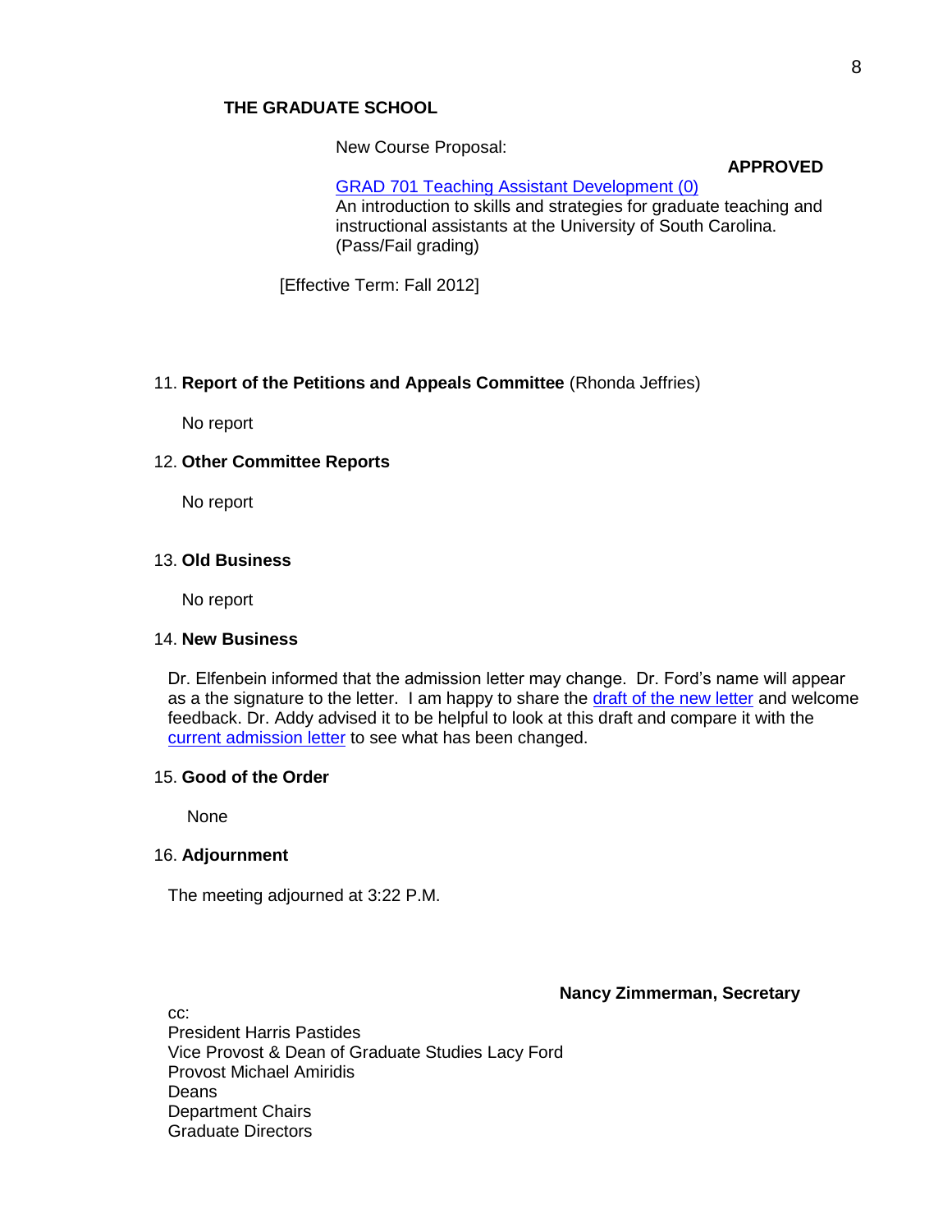**THE GRADUATE SCHOOL**

New Course Proposal:

**APPROVED**

GRAD 701 Teaching Assistant Development (0)
An introduction to skills and strategies for graduate teaching and instructional assistants at the University of South Carolina. (Pass/Fail grading)

[Effective Term: Fall 2012]

11. **Report of the Petitions and Appeals Committee** (Rhonda Jeffries)

No report

12. **Other Committee Reports**

No report

13. **Old Business**

No report

14. **New Business**

Dr. Elfenbein informed that the admission letter may change. Dr. Ford's name will appear as a the signature to the letter. I am happy to share the draft of the new letter and welcome feedback. Dr. Addy advised it to be helpful to look at this draft and compare it with the current admission letter to see what has been changed.

15. **Good of the Order**

None

16. **Adjournment**

The meeting adjourned at 3:22 P.M.

**Nancy Zimmerman, Secretary**

cc:
President Harris Pastides
Vice Provost & Dean of Graduate Studies Lacy Ford
Provost Michael Amiridis
Deans
Department Chairs
Graduate Directors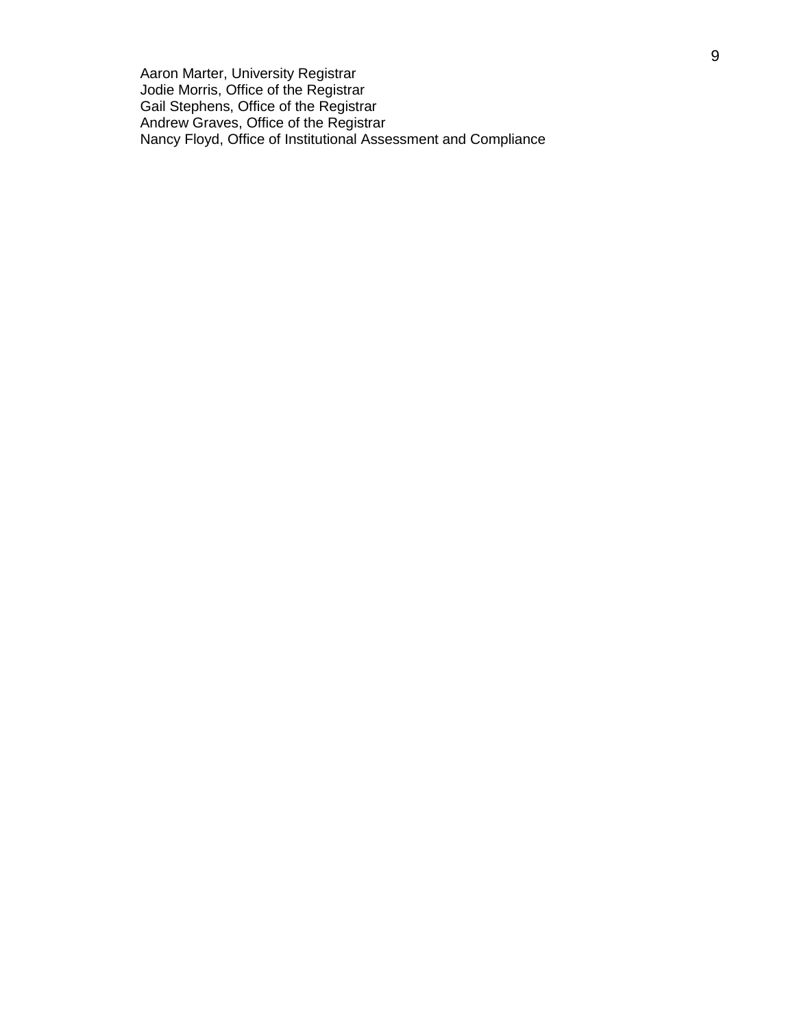Aaron Marter, University Registrar
Jodie Morris, Office of the Registrar
Gail Stephens, Office of the Registrar
Andrew Graves, Office of the Registrar
Nancy Floyd, Office of Institutional Assessment and Compliance